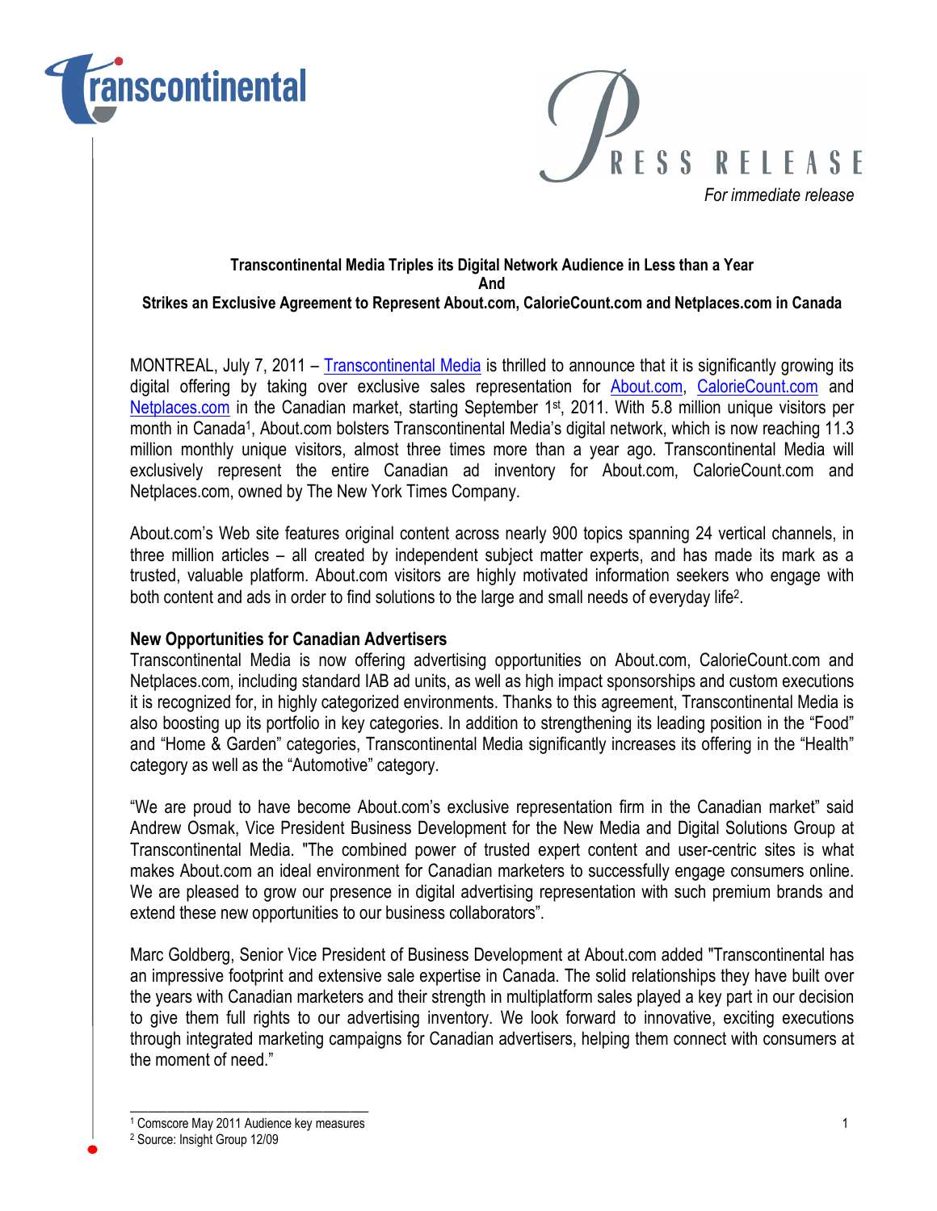transcontinental

# PRESS RELEASE

*For immediate release*

**Transcontinental Media Triples its Digital Network Audience in Less than a Year**
**And**
**Strikes an Exclusive Agreement to Represent About.com, CalorieCount.com and Netplaces.com in Canada**

MONTREAL, July 7, 2011 – Transcontinental Media is thrilled to announce that it is significantly growing its digital offering by taking over exclusive sales representation for About.com, CalorieCount.com and Netplaces.com in the Canadian market, starting September 1st, 2011. With 5.8 million unique visitors per month in Canada[1], About.com bolsters Transcontinental Media's digital network, which is now reaching 11.3 million monthly unique visitors, almost three times more than a year ago. Transcontinental Media will exclusively represent the entire Canadian ad inventory for About.com, CalorieCount.com and Netplaces.com, owned by The New York Times Company.

About.com's Web site features original content across nearly 900 topics spanning 24 vertical channels, in three million articles – all created by independent subject matter experts, and has made its mark as a trusted, valuable platform. About.com visitors are highly motivated information seekers who engage with both content and ads in order to find solutions to the large and small needs of everyday life[2].

**New Opportunities for Canadian Advertisers**

Transcontinental Media is now offering advertising opportunities on About.com, CalorieCount.com and Netplaces.com, including standard IAB ad units, as well as high impact sponsorships and custom executions it is recognized for, in highly categorized environments. Thanks to this agreement, Transcontinental Media is also boosting up its portfolio in key categories. In addition to strengthening its leading position in the "Food" and "Home & Garden" categories, Transcontinental Media significantly increases its offering in the "Health" category as well as the "Automotive" category.

"We are proud to have become About.com's exclusive representation firm in the Canadian market" said Andrew Osmak, Vice President Business Development for the New Media and Digital Solutions Group at Transcontinental Media. "The combined power of trusted expert content and user-centric sites is what makes About.com an ideal environment for Canadian marketers to successfully engage consumers online. We are pleased to grow our presence in digital advertising representation with such premium brands and extend these new opportunities to our business collaborators".

Marc Goldberg, Senior Vice President of Business Development at About.com added "Transcontinental has an impressive footprint and extensive sale expertise in Canada. The solid relationships they have built over the years with Canadian marketers and their strength in multiplatform sales played a key part in our decision to give them full rights to our advertising inventory. We look forward to innovative, exciting executions through integrated marketing campaigns for Canadian advertisers, helping them connect with consumers at the moment of need."

---

[1] Comscore May 2011 Audience key measures

[2] Source: Insight Group 12/09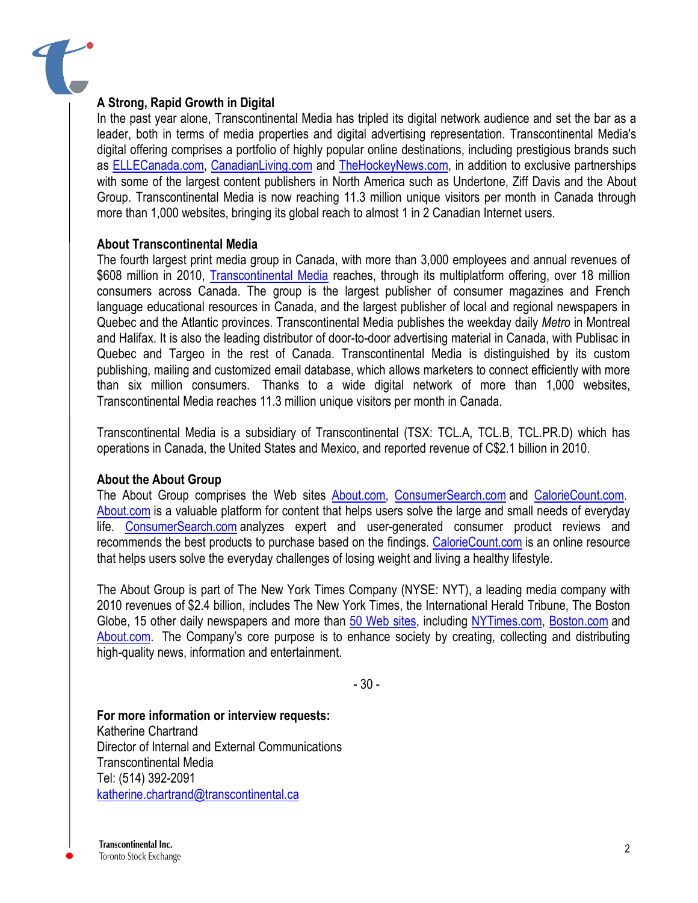### A Strong, Rapid Growth in Digital

In the past year alone, Transcontinental Media has tripled its digital network audience and set the bar as a leader, both in terms of media properties and digital advertising representation. Transcontinental Media's digital offering comprises a portfolio of highly popular online destinations, including prestigious brands such as ELLECanada.com, CanadianLiving.com and TheHockeyNews.com, in addition to exclusive partnerships with some of the largest content publishers in North America such as Undertone, Ziff Davis and the About Group. Transcontinental Media is now reaching 11.3 million unique visitors per month in Canada through more than 1,000 websites, bringing its global reach to almost 1 in 2 Canadian Internet users.

### About Transcontinental Media

The fourth largest print media group in Canada, with more than 3,000 employees and annual revenues of \$608 million in 2010, Transcontinental Media reaches, through its multiplatform offering, over 18 million consumers across Canada. The group is the largest publisher of consumer magazines and French language educational resources in Canada, and the largest publisher of local and regional newspapers in Quebec and the Atlantic provinces. Transcontinental Media publishes the weekday daily *Metro* in Montreal and Halifax. It is also the leading distributor of door-to-door advertising material in Canada, with Publisac in Quebec and Targeo in the rest of Canada. Transcontinental Media is distinguished by its custom publishing, mailing and customized email database, which allows marketers to connect efficiently with more than six million consumers. Thanks to a wide digital network of more than 1,000 websites, Transcontinental Media reaches 11.3 million unique visitors per month in Canada.

Transcontinental Media is a subsidiary of Transcontinental (TSX: TCL.A, TCL.B, TCL.PR.D) which has operations in Canada, the United States and Mexico, and reported revenue of C\$2.1 billion in 2010.

### About the About Group

The About Group comprises the Web sites About.com, ConsumerSearch.com and CalorieCount.com. About.com is a valuable platform for content that helps users solve the large and small needs of everyday life. ConsumerSearch.com analyzes expert and user-generated consumer product reviews and recommends the best products to purchase based on the findings. CalorieCount.com is an online resource that helps users solve the everyday challenges of losing weight and living a healthy lifestyle.

The About Group is part of The New York Times Company (NYSE: NYT), a leading media company with 2010 revenues of \$2.4 billion, includes The New York Times, the International Herald Tribune, The Boston Globe, 15 other daily newspapers and more than 50 Web sites, including NYTimes.com, Boston.com and About.com. The Company's core purpose is to enhance society by creating, collecting and distributing high-quality news, information and entertainment.

\- 30 -

**For more information or interview requests:**
Katherine Chartrand
Director of Internal and External Communications
Transcontinental Media
Tel: (514) 392-2091
katherine.chartrand@transcontinental.ca